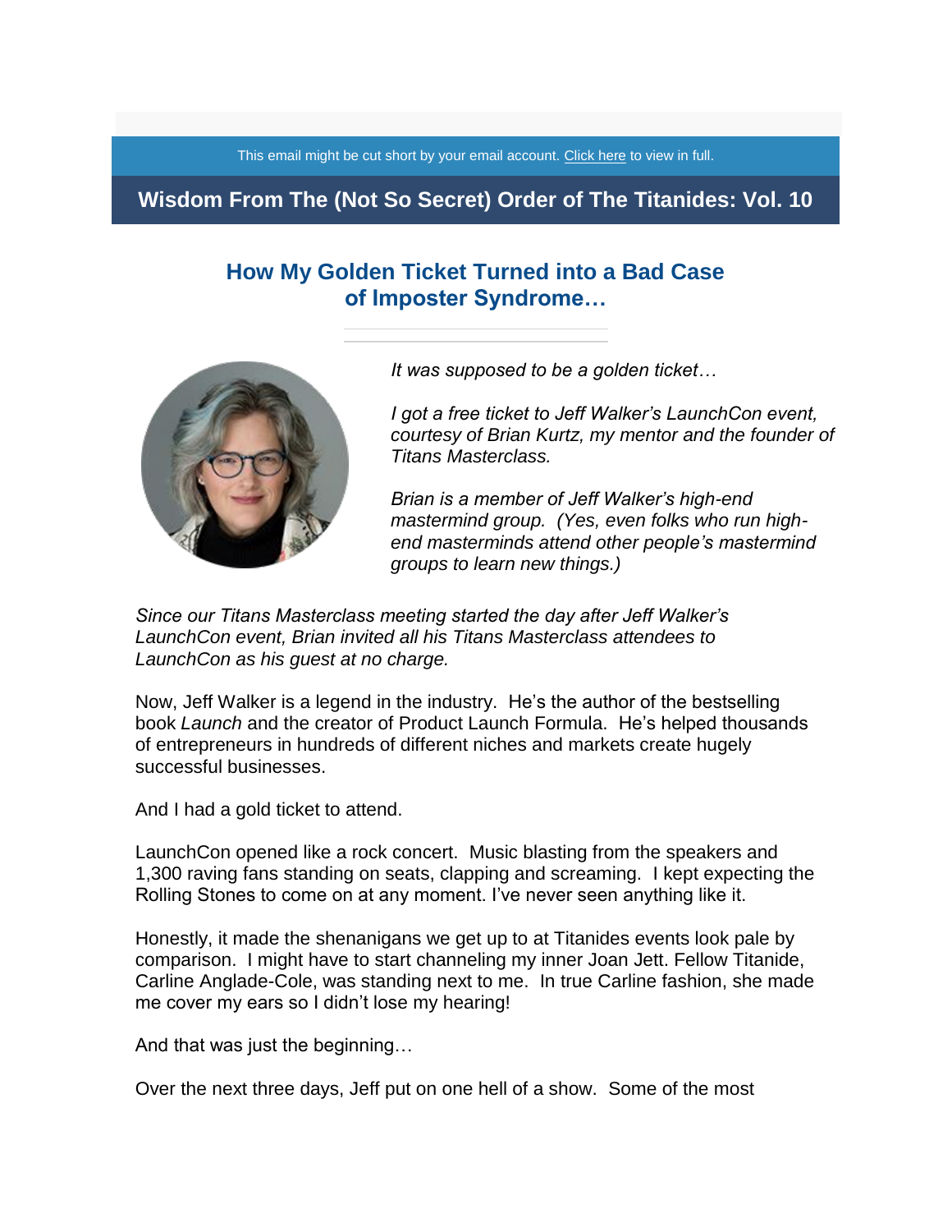This email might be cut short by your email account. Click here to view in full.

# Wisdom From The (Not So Secret) Order of The Titanides: Vol. 10

## How My Golden Ticket Turned into a Bad Case of Imposter Syndrome…

*It was supposed to be a golden ticket…*

*I got a free ticket to Jeff Walker's LaunchCon event, courtesy of Brian Kurtz, my mentor and the founder of Titans Masterclass.*

*Brian is a member of Jeff Walker's high-end mastermind group. (Yes, even folks who run high-end masterminds attend other people's mastermind groups to learn new things.)*

*Since our Titans Masterclass meeting started the day after Jeff Walker's LaunchCon event, Brian invited all his Titans Masterclass attendees to LaunchCon as his guest at no charge.*

Now, Jeff Walker is a legend in the industry. He's the author of the bestselling book *Launch* and the creator of Product Launch Formula. He's helped thousands of entrepreneurs in hundreds of different niches and markets create hugely successful businesses.

And I had a gold ticket to attend.

LaunchCon opened like a rock concert. Music blasting from the speakers and 1,300 raving fans standing on seats, clapping and screaming. I kept expecting the Rolling Stones to come on at any moment. I've never seen anything like it.

Honestly, it made the shenanigans we get up to at Titanides events look pale by comparison. I might have to start channeling my inner Joan Jett. Fellow Titanide, Carline Anglade-Cole, was standing next to me. In true Carline fashion, she made me cover my ears so I didn't lose my hearing!

And that was just the beginning…

Over the next three days, Jeff put on one hell of a show. Some of the most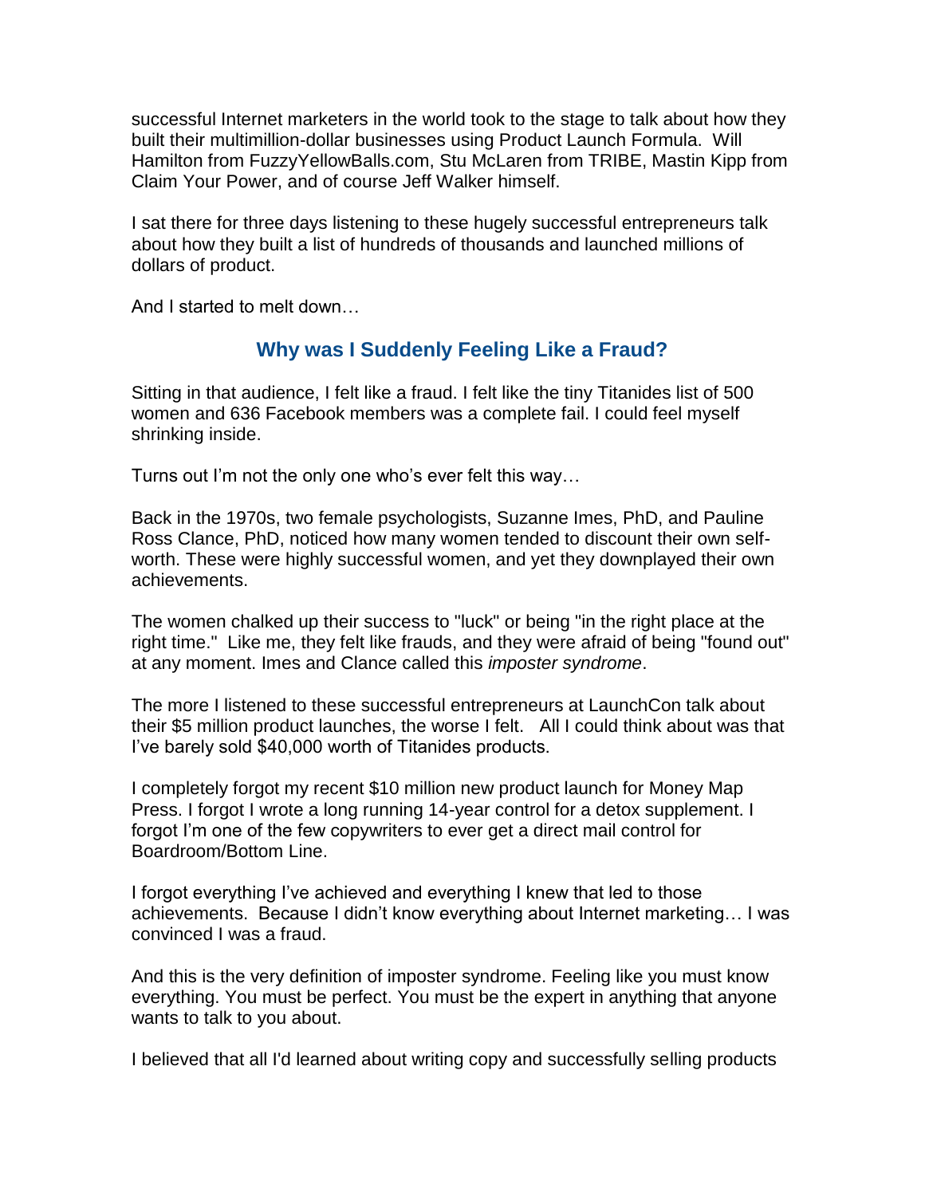successful Internet marketers in the world took to the stage to talk about how they built their multimillion-dollar businesses using Product Launch Formula. Will Hamilton from FuzzyYellowBalls.com, Stu McLaren from TRIBE, Mastin Kipp from Claim Your Power, and of course Jeff Walker himself.

I sat there for three days listening to these hugely successful entrepreneurs talk about how they built a list of hundreds of thousands and launched millions of dollars of product.

And I started to melt down…

## Why was I Suddenly Feeling Like a Fraud?

Sitting in that audience, I felt like a fraud. I felt like the tiny Titanides list of 500 women and 636 Facebook members was a complete fail. I could feel myself shrinking inside.

Turns out I'm not the only one who's ever felt this way…

Back in the 1970s, two female psychologists, Suzanne Imes, PhD, and Pauline Ross Clance, PhD, noticed how many women tended to discount their own self-worth. These were highly successful women, and yet they downplayed their own achievements.

The women chalked up their success to "luck" or being "in the right place at the right time." Like me, they felt like frauds, and they were afraid of being "found out" at any moment. Imes and Clance called this *imposter syndrome*.

The more I listened to these successful entrepreneurs at LaunchCon talk about their $5 million product launches, the worse I felt. All I could think about was that I've barely sold $40,000 worth of Titanides products.

I completely forgot my recent $10 million new product launch for Money Map Press. I forgot I wrote a long running 14-year control for a detox supplement. I forgot I'm one of the few copywriters to ever get a direct mail control for Boardroom/Bottom Line.

I forgot everything I've achieved and everything I knew that led to those achievements. Because I didn't know everything about Internet marketing… I was convinced I was a fraud.

And this is the very definition of imposter syndrome. Feeling like you must know everything. You must be perfect. You must be the expert in anything that anyone wants to talk to you about.

I believed that all I'd learned about writing copy and successfully selling products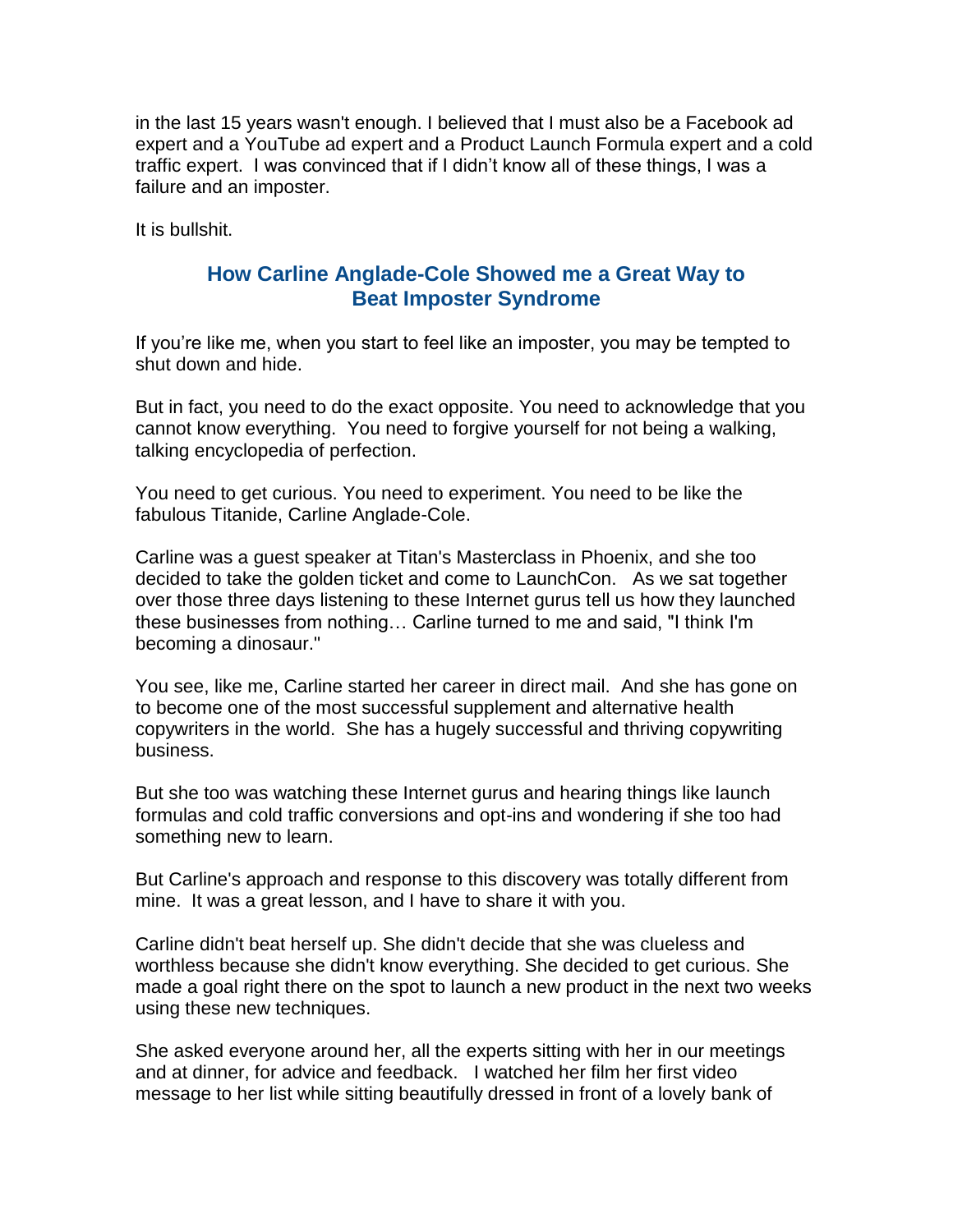in the last 15 years wasn't enough. I believed that I must also be a Facebook ad expert and a YouTube ad expert and a Product Launch Formula expert and a cold traffic expert. I was convinced that if I didn't know all of these things, I was a failure and an imposter.

It is bullshit.

## How Carline Anglade-Cole Showed me a Great Way to Beat Imposter Syndrome

If you're like me, when you start to feel like an imposter, you may be tempted to shut down and hide.

But in fact, you need to do the exact opposite. You need to acknowledge that you cannot know everything. You need to forgive yourself for not being a walking, talking encyclopedia of perfection.

You need to get curious. You need to experiment. You need to be like the fabulous Titanide, Carline Anglade-Cole.

Carline was a guest speaker at Titan's Masterclass in Phoenix, and she too decided to take the golden ticket and come to LaunchCon. As we sat together over those three days listening to these Internet gurus tell us how they launched these businesses from nothing… Carline turned to me and said, "I think I'm becoming a dinosaur."

You see, like me, Carline started her career in direct mail. And she has gone on to become one of the most successful supplement and alternative health copywriters in the world. She has a hugely successful and thriving copywriting business.

But she too was watching these Internet gurus and hearing things like launch formulas and cold traffic conversions and opt-ins and wondering if she too had something new to learn.

But Carline's approach and response to this discovery was totally different from mine. It was a great lesson, and I have to share it with you.

Carline didn't beat herself up. She didn't decide that she was clueless and worthless because she didn't know everything. She decided to get curious. She made a goal right there on the spot to launch a new product in the next two weeks using these new techniques.

She asked everyone around her, all the experts sitting with her in our meetings and at dinner, for advice and feedback. I watched her film her first video message to her list while sitting beautifully dressed in front of a lovely bank of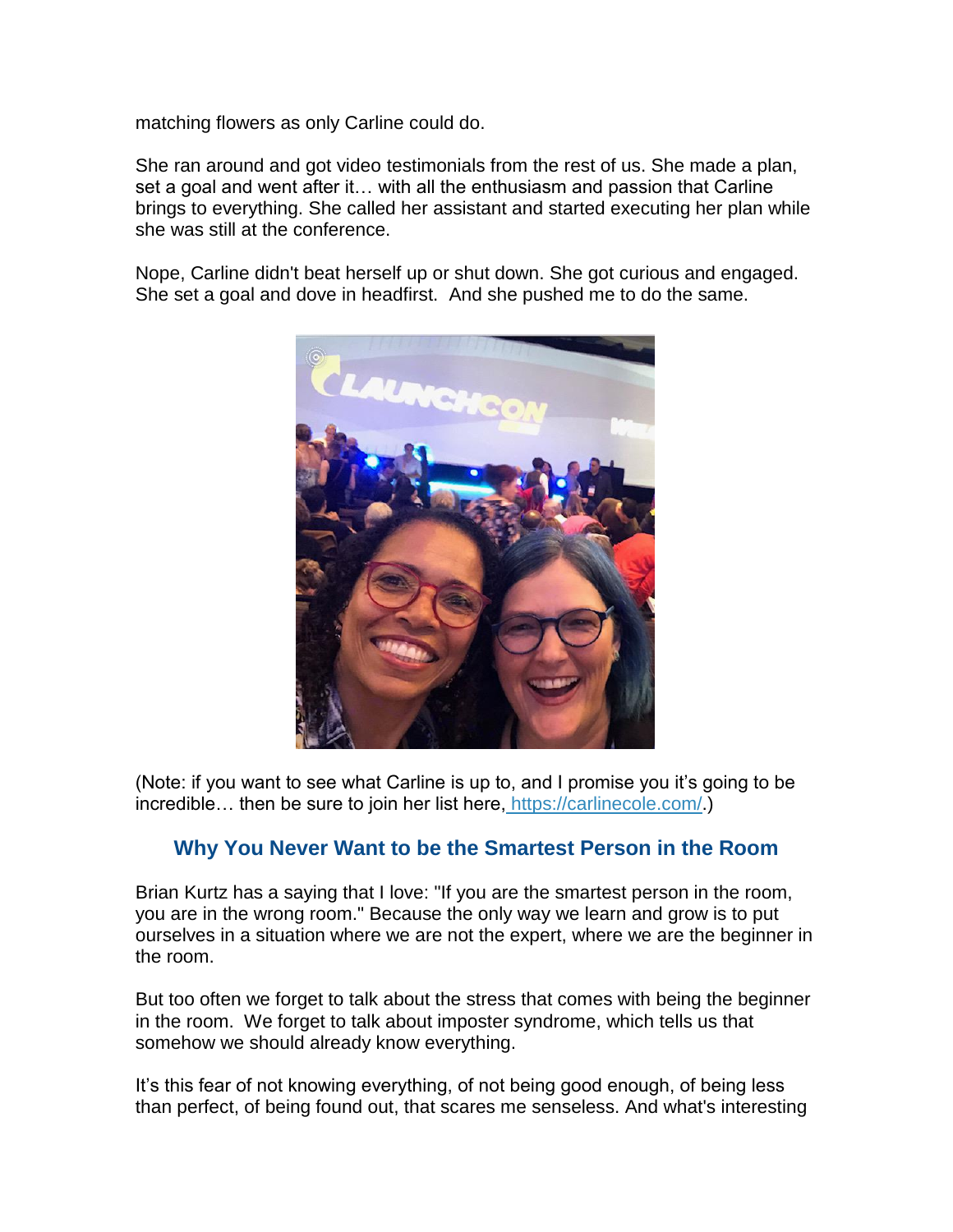matching flowers as only Carline could do.

She ran around and got video testimonials from the rest of us. She made a plan, set a goal and went after it… with all the enthusiasm and passion that Carline brings to everything. She called her assistant and started executing her plan while she was still at the conference.

Nope, Carline didn't beat herself up or shut down. She got curious and engaged. She set a goal and dove in headfirst. And she pushed me to do the same.

(Note: if you want to see what Carline is up to, and I promise you it's going to be incredible… then be sure to join her list here, https://carlinecole.com/.)

## Why You Never Want to be the Smartest Person in the Room

Brian Kurtz has a saying that I love: "If you are the smartest person in the room, you are in the wrong room." Because the only way we learn and grow is to put ourselves in a situation where we are not the expert, where we are the beginner in the room.

But too often we forget to talk about the stress that comes with being the beginner in the room. We forget to talk about imposter syndrome, which tells us that somehow we should already know everything.

It's this fear of not knowing everything, of not being good enough, of being less than perfect, of being found out, that scares me senseless. And what's interesting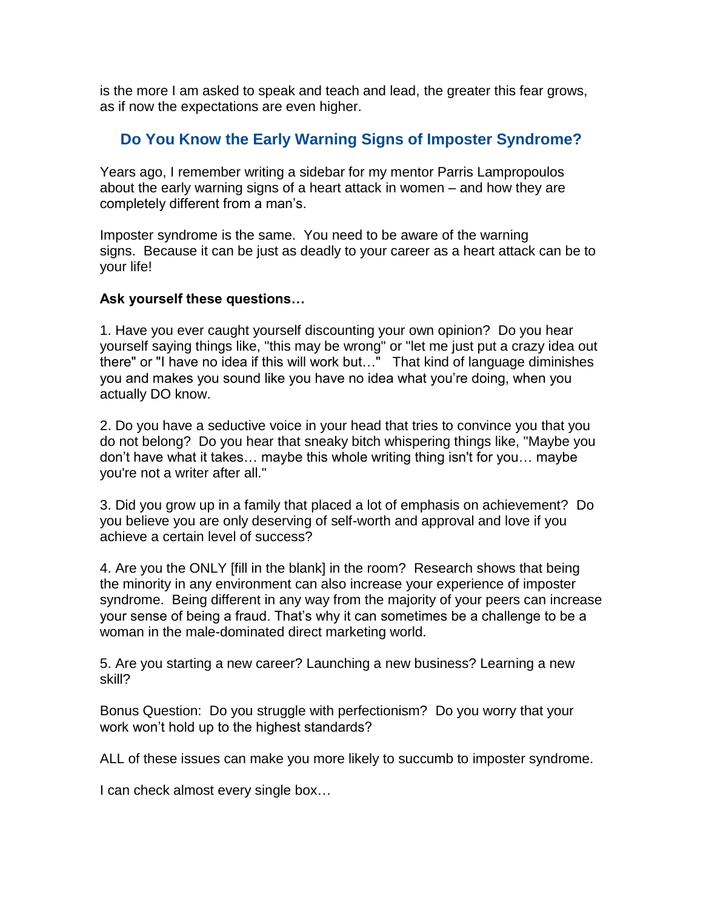is the more I am asked to speak and teach and lead, the greater this fear grows, as if now the expectations are even higher.

## Do You Know the Early Warning Signs of Imposter Syndrome?

Years ago, I remember writing a sidebar for my mentor Parris Lampropoulos about the early warning signs of a heart attack in women – and how they are completely different from a man's.

Imposter syndrome is the same. You need to be aware of the warning signs. Because it can be just as deadly to your career as a heart attack can be to your life!

**Ask yourself these questions…**

1. Have you ever caught yourself discounting your own opinion? Do you hear yourself saying things like, "this may be wrong" or "let me just put a crazy idea out there" or "I have no idea if this will work but…" That kind of language diminishes you and makes you sound like you have no idea what you're doing, when you actually DO know.

2. Do you have a seductive voice in your head that tries to convince you that you do not belong? Do you hear that sneaky bitch whispering things like, "Maybe you don't have what it takes… maybe this whole writing thing isn't for you… maybe you're not a writer after all."

3. Did you grow up in a family that placed a lot of emphasis on achievement? Do you believe you are only deserving of self-worth and approval and love if you achieve a certain level of success?

4. Are you the ONLY [fill in the blank] in the room? Research shows that being the minority in any environment can also increase your experience of imposter syndrome. Being different in any way from the majority of your peers can increase your sense of being a fraud. That's why it can sometimes be a challenge to be a woman in the male-dominated direct marketing world.

5. Are you starting a new career? Launching a new business? Learning a new skill?

Bonus Question: Do you struggle with perfectionism? Do you worry that your work won't hold up to the highest standards?

ALL of these issues can make you more likely to succumb to imposter syndrome.

I can check almost every single box…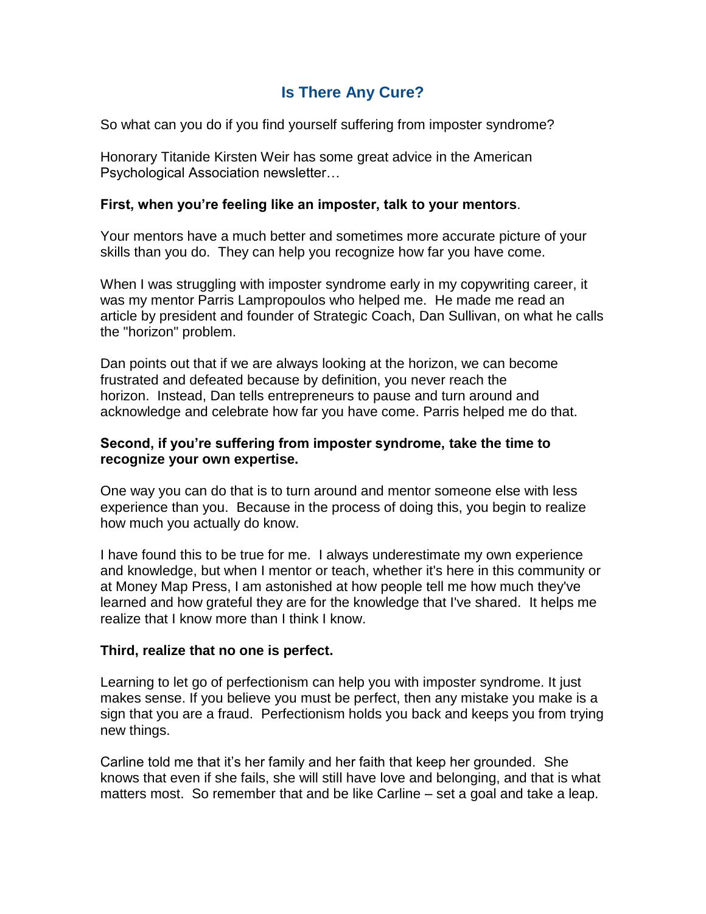## Is There Any Cure?

So what can you do if you find yourself suffering from imposter syndrome?

Honorary Titanide Kirsten Weir has some great advice in the American Psychological Association newsletter…

**First, when you're feeling like an imposter, talk to your mentors**.

Your mentors have a much better and sometimes more accurate picture of your skills than you do. They can help you recognize how far you have come.

When I was struggling with imposter syndrome early in my copywriting career, it was my mentor Parris Lampropoulos who helped me. He made me read an article by president and founder of Strategic Coach, Dan Sullivan, on what he calls the "horizon" problem.

Dan points out that if we are always looking at the horizon, we can become frustrated and defeated because by definition, you never reach the horizon. Instead, Dan tells entrepreneurs to pause and turn around and acknowledge and celebrate how far you have come. Parris helped me do that.

**Second, if you're suffering from imposter syndrome, take the time to recognize your own expertise.**

One way you can do that is to turn around and mentor someone else with less experience than you. Because in the process of doing this, you begin to realize how much you actually do know.

I have found this to be true for me. I always underestimate my own experience and knowledge, but when I mentor or teach, whether it's here in this community or at Money Map Press, I am astonished at how people tell me how much they've learned and how grateful they are for the knowledge that I've shared. It helps me realize that I know more than I think I know.

**Third, realize that no one is perfect.**

Learning to let go of perfectionism can help you with imposter syndrome. It just makes sense. If you believe you must be perfect, then any mistake you make is a sign that you are a fraud. Perfectionism holds you back and keeps you from trying new things.

Carline told me that it's her family and her faith that keep her grounded. She knows that even if she fails, she will still have love and belonging, and that is what matters most. So remember that and be like Carline – set a goal and take a leap.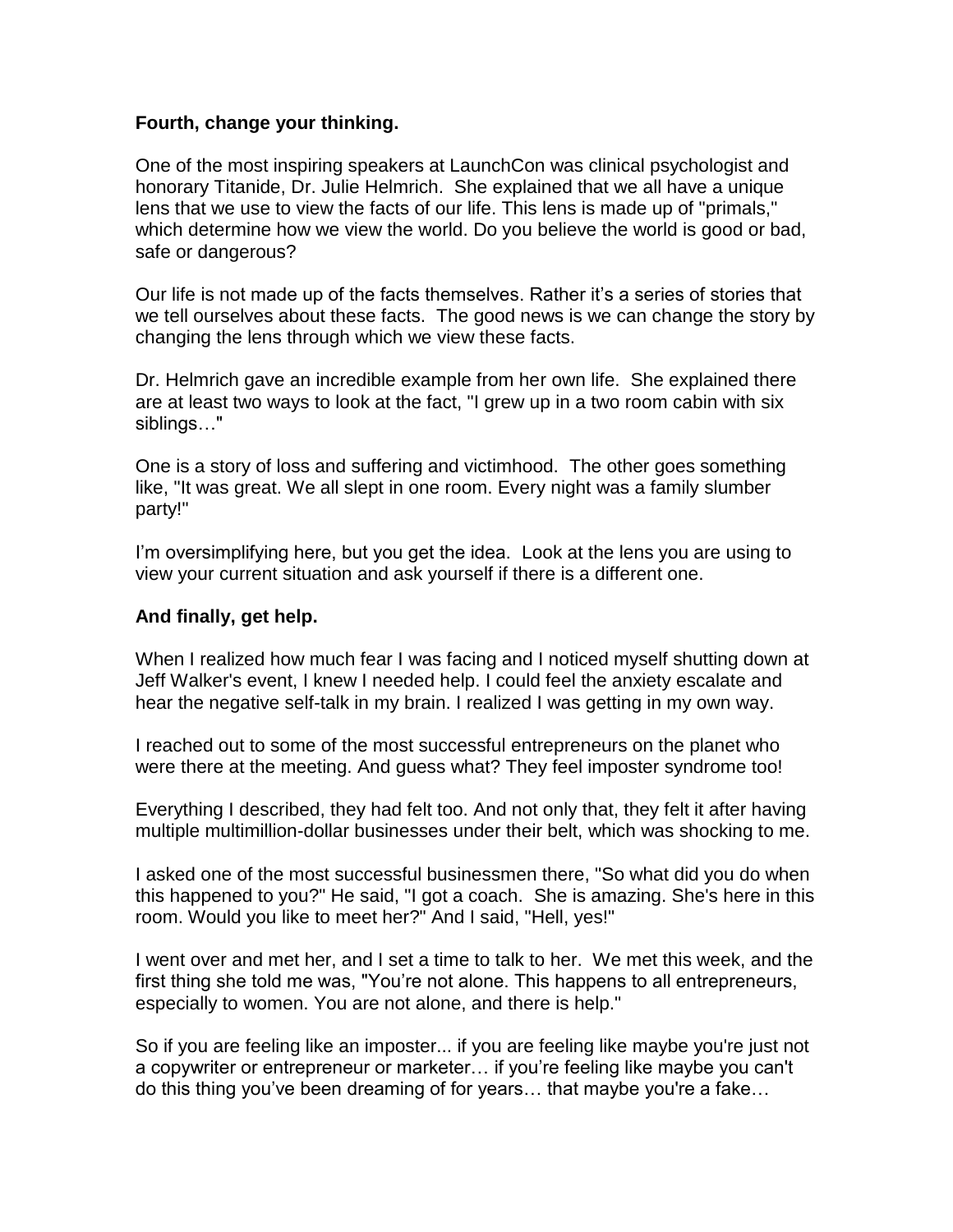**Fourth, change your thinking.**

One of the most inspiring speakers at LaunchCon was clinical psychologist and honorary Titanide, Dr. Julie Helmrich. She explained that we all have a unique lens that we use to view the facts of our life. This lens is made up of "primals," which determine how we view the world. Do you believe the world is good or bad, safe or dangerous?

Our life is not made up of the facts themselves. Rather it's a series of stories that we tell ourselves about these facts. The good news is we can change the story by changing the lens through which we view these facts.

Dr. Helmrich gave an incredible example from her own life. She explained there are at least two ways to look at the fact, "I grew up in a two room cabin with six siblings…"

One is a story of loss and suffering and victimhood. The other goes something like, "It was great. We all slept in one room. Every night was a family slumber party!"

I'm oversimplifying here, but you get the idea. Look at the lens you are using to view your current situation and ask yourself if there is a different one.

**And finally, get help.**

When I realized how much fear I was facing and I noticed myself shutting down at Jeff Walker's event, I knew I needed help. I could feel the anxiety escalate and hear the negative self-talk in my brain. I realized I was getting in my own way.

I reached out to some of the most successful entrepreneurs on the planet who were there at the meeting. And guess what? They feel imposter syndrome too!

Everything I described, they had felt too. And not only that, they felt it after having multiple multimillion-dollar businesses under their belt, which was shocking to me.

I asked one of the most successful businessmen there, "So what did you do when this happened to you?" He said, "I got a coach. She is amazing. She's here in this room. Would you like to meet her?" And I said, "Hell, yes!"

I went over and met her, and I set a time to talk to her. We met this week, and the first thing she told me was, "You're not alone. This happens to all entrepreneurs, especially to women. You are not alone, and there is help."

So if you are feeling like an imposter... if you are feeling like maybe you're just not a copywriter or entrepreneur or marketer… if you're feeling like maybe you can't do this thing you've been dreaming of for years… that maybe you're a fake…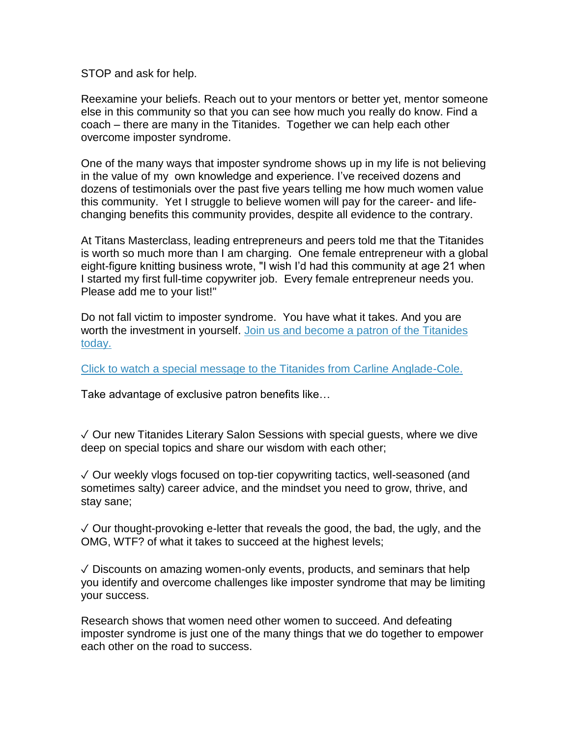STOP and ask for help.

Reexamine your beliefs. Reach out to your mentors or better yet, mentor someone else in this community so that you can see how much you really do know. Find a coach – there are many in the Titanides. Together we can help each other overcome imposter syndrome.

One of the many ways that imposter syndrome shows up in my life is not believing in the value of my own knowledge and experience. I've received dozens and dozens of testimonials over the past five years telling me how much women value this community. Yet I struggle to believe women will pay for the career- and life-changing benefits this community provides, despite all evidence to the contrary.

At Titans Masterclass, leading entrepreneurs and peers told me that the Titanides is worth so much more than I am charging. One female entrepreneur with a global eight-figure knitting business wrote, "I wish I'd had this community at age 21 when I started my first full-time copywriter job. Every female entrepreneur needs you. Please add me to your list!"

Do not fall victim to imposter syndrome. You have what it takes. And you are worth the investment in yourself. Join us and become a patron of the Titanides today.

Click to watch a special message to the Titanides from Carline Anglade-Cole.

Take advantage of exclusive patron benefits like…

✓ Our new Titanides Literary Salon Sessions with special guests, where we dive deep on special topics and share our wisdom with each other;

✓ Our weekly vlogs focused on top-tier copywriting tactics, well-seasoned (and sometimes salty) career advice, and the mindset you need to grow, thrive, and stay sane;

✓ Our thought-provoking e-letter that reveals the good, the bad, the ugly, and the OMG, WTF? of what it takes to succeed at the highest levels;

✓ Discounts on amazing women-only events, products, and seminars that help you identify and overcome challenges like imposter syndrome that may be limiting your success.

Research shows that women need other women to succeed. And defeating imposter syndrome is just one of the many things that we do together to empower each other on the road to success.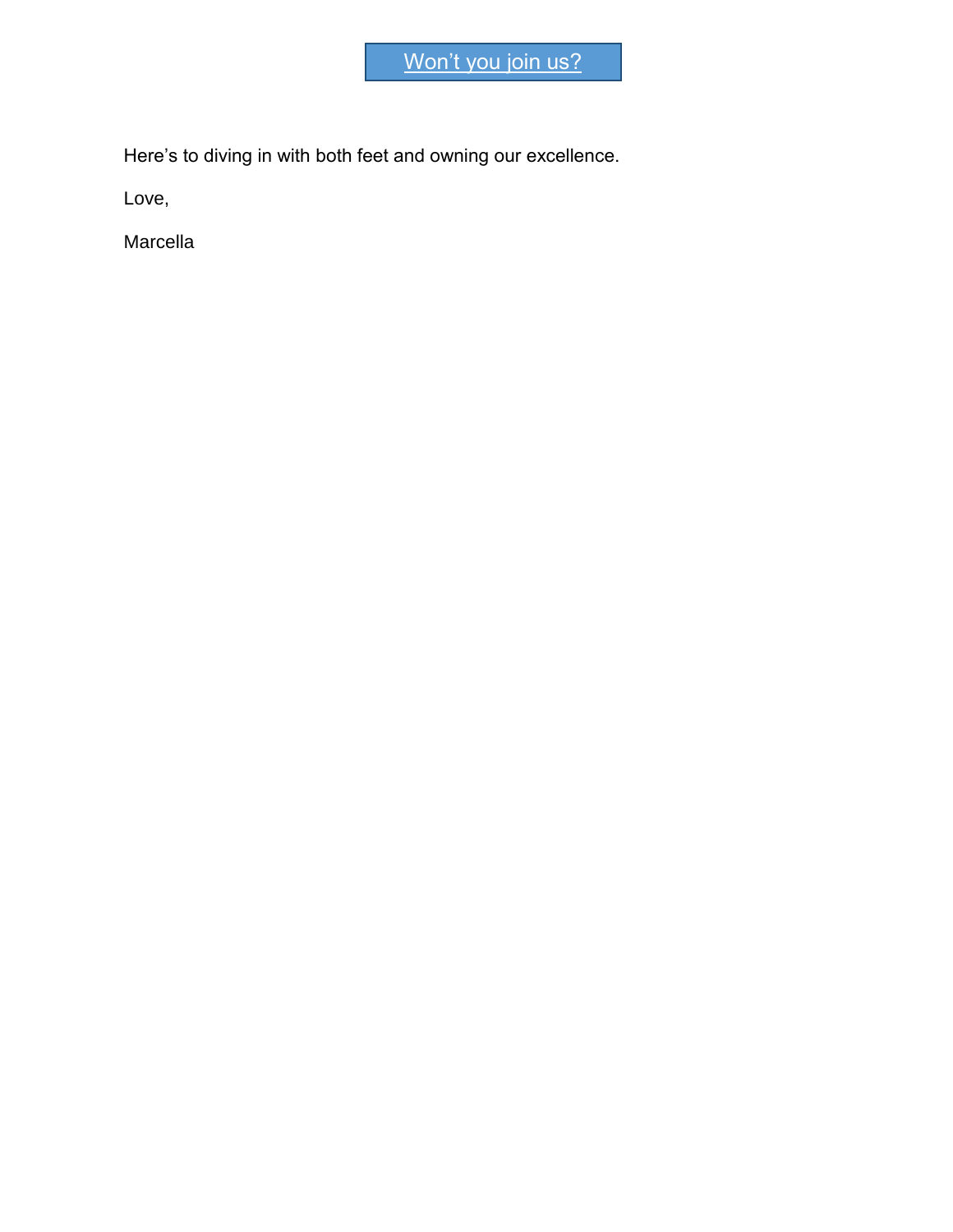[Won't you join us?]

Here's to diving in with both feet and owning our excellence.

Love,

Marcella